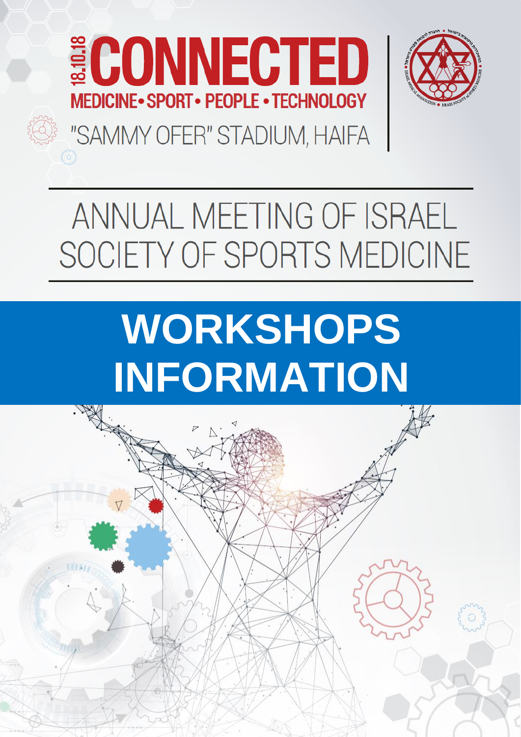18.10.18

# CONNECTED

MEDICINE • SPORT • PEOPLE • TECHNOLOGY

"SAMMY OFER" STADIUM, HAIFA

# ANNUAL MEETING OF ISRAEL SOCIETY OF SPORTS MEDICINE

# WORKSHOPS INFORMATION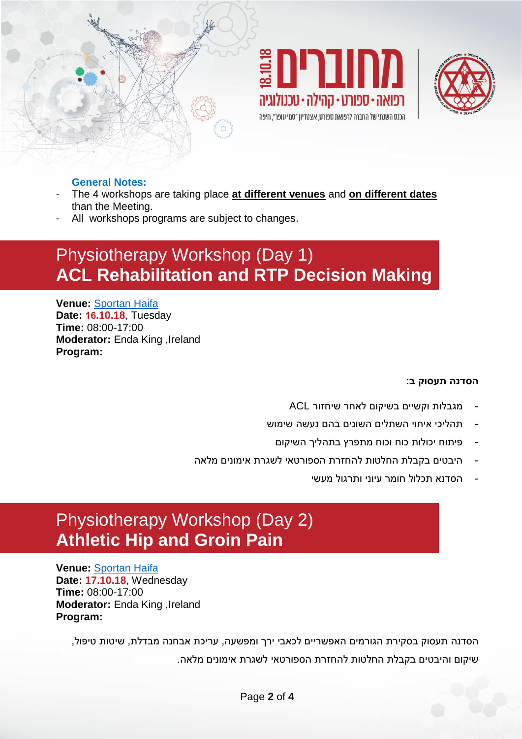מחוברים 18.10.18

רפואה • ספורט • קהילה • טכנולוגיה

הכנס השנתי של החברה לרפואת ספורט, אצטדיון "סמי עופר", חיפה

**General Notes:**

- The 4 workshops are taking place **at different venues** and **on different dates** than the Meeting.
- All workshops programs are subject to changes.

## Physiotherapy Workshop (Day 1) **ACL Rehabilitation and RTP Decision Making**

**Venue:** Sportan Haifa
**Date:** **16.10.18**, Tuesday
**Time:** 08:00-17:00
**Moderator:** Enda King ,Ireland
**Program:**

**הסדנה תעסוק ב:**

- מגבלות וקשיים בשיקום לאחר שיחזור ACL
- תהליכי איחוי השתלים השונים בהם נעשה שימוש
- פיתוח יכולות כוח וכוח מתפרץ בתהליך השיקום
- היבטים בקבלת החלטות להחזרת הספורטאי לשגרת אימונים מלאה
- הסדנה תכלול חומר עיוני ותרגול מעשי

## Physiotherapy Workshop (Day 2) **Athletic Hip and Groin Pain**

**Venue:** Sportan Haifa
**Date:** **17.10.18**, Wednesday
**Time:** 08:00-17:00
**Moderator:** Enda King ,Ireland
**Program:**

הסדנה תעסוק בסקירת הגורמים האפשריים לכאבי ירך ומפשעה, עריכת אבחנה מבדלת, שיטות טיפול, שיקום והיבטים בקבלת החלטות להחזרת הספורטאי לשגרת אימונים מלאה.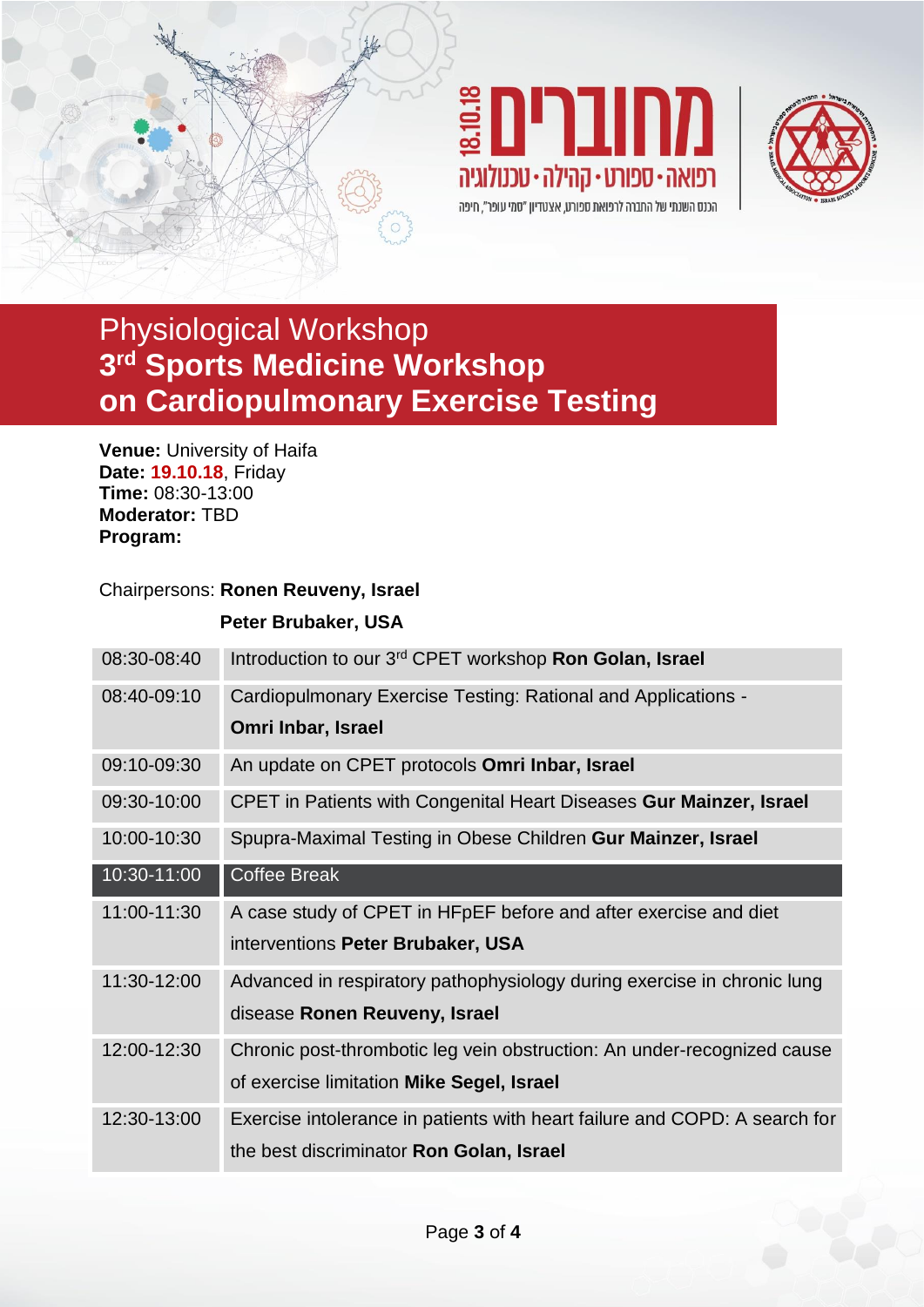מחוברים 18.10.18

רפואה • ספורט • קהילה • טכנולוגיה

הכנס השנתי של החברה לרפואת ספורט, אצטדיון "סמי עופר", חיפה

# Physiological Workshop
# 3rd Sports Medicine Workshop on Cardiopulmonary Exercise Testing

**Venue:** University of Haifa
**Date:** **19.10.18**, Friday
**Time:** 08:30-13:00
**Moderator:** TBD
**Program:**

Chairpersons: **Ronen Reuveny, Israel**

**Peter Brubaker, USA**

| | |
|---|---|
| 08:30-08:40 | Introduction to our 3rd CPET workshop **Ron Golan, Israel** |
| 08:40-09:10 | Cardiopulmonary Exercise Testing: Rational and Applications - **Omri Inbar, Israel** |
| 09:10-09:30 | An update on CPET protocols **Omri Inbar, Israel** |
| 09:30-10:00 | CPET in Patients with Congenital Heart Diseases **Gur Mainzer, Israel** |
| 10:00-10:30 | Spupra-Maximal Testing in Obese Children **Gur Mainzer, Israel** |
| 10:30-11:00 | Coffee Break |
| 11:00-11:30 | A case study of CPET in HFpEF before and after exercise and diet interventions **Peter Brubaker, USA** |
| 11:30-12:00 | Advanced in respiratory pathophysiology during exercise in chronic lung disease **Ronen Reuveny, Israel** |
| 12:00-12:30 | Chronic post-thrombotic leg vein obstruction: An under-recognized cause of exercise limitation **Mike Segel, Israel** |
| 12:30-13:00 | Exercise intolerance in patients with heart failure and COPD: A search for the best discriminator **Ron Golan, Israel** |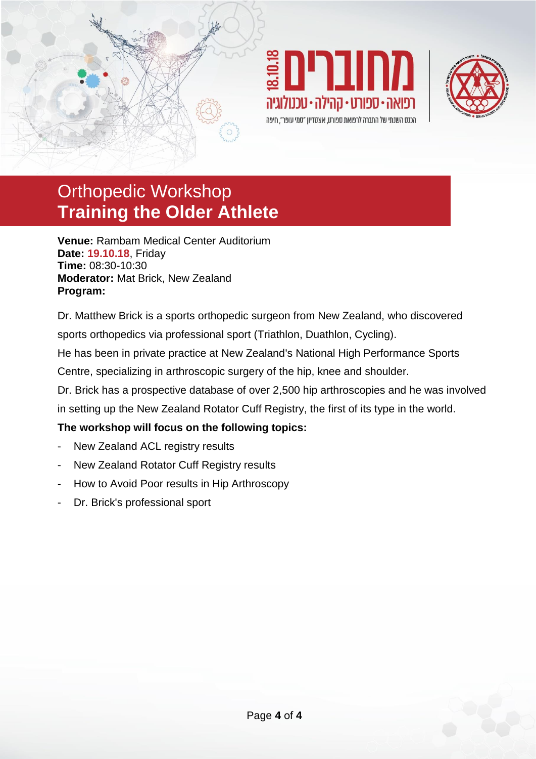מחוברים 18.10.18

רפואה • ספורט • קהילה • טכנולוגיה

הכנס השנתי של החברה לרפואת ספורט, אצטדיון "סמי עופר", חיפה

# Orthopedic Workshop
# **Training the Older Athlete**

**Venue:** Rambam Medical Center Auditorium
**Date:** **19.10.18**, Friday
**Time:** 08:30-10:30
**Moderator:** Mat Brick, New Zealand
**Program:**

Dr. Matthew Brick is a sports orthopedic surgeon from New Zealand, who discovered sports orthopedics via professional sport (Triathlon, Duathlon, Cycling).

He has been in private practice at New Zealand's National High Performance Sports Centre, specializing in arthroscopic surgery of the hip, knee and shoulder.

Dr. Brick has a prospective database of over 2,500 hip arthroscopies and he was involved in setting up the New Zealand Rotator Cuff Registry, the first of its type in the world.

**The workshop will focus on the following topics:**

- New Zealand ACL registry results
- New Zealand Rotator Cuff Registry results
- How to Avoid Poor results in Hip Arthroscopy
- Dr. Brick's professional sport